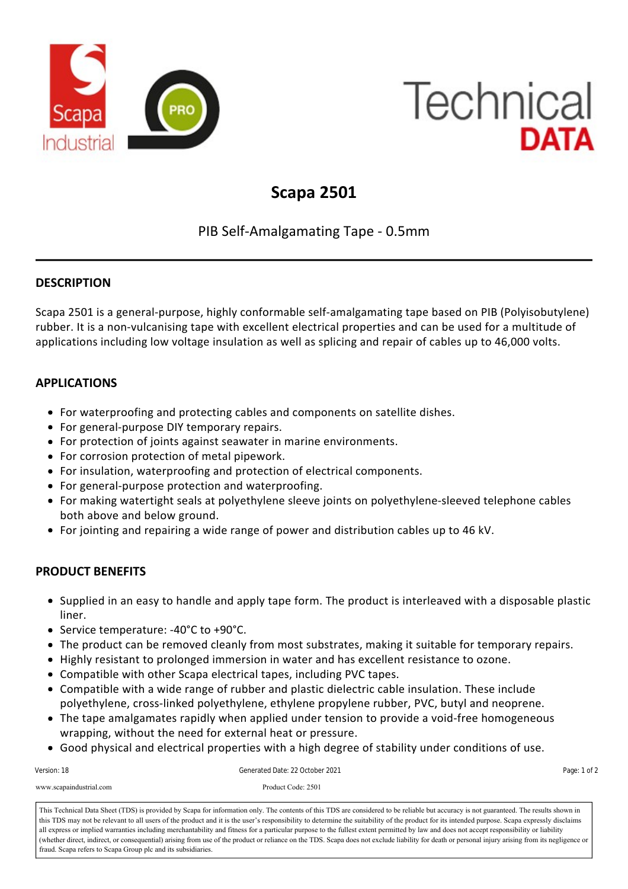# Scapa 2501

PIB Self-Amalgamating Tape - 0.5mm

## DESCRIPTION

Scapa 2501 is a general-purpose, highly conformable self-amalgamating tape based on PIB (Polyisobutylene) rubber. It is a non-vulcanising tape with excellent electrical properties and can be used for a multitude of applications including low voltage insulation as well as splicing and repair of cables up to 46,000 volts.

## APPLICATIONS

- For waterproofing and protecting cables and components on satellite dishes.
- For general-purpose DIY temporary repairs.
- For protection of joints against seawater in marine environments.
- For corrosion protection of metal pipework.
- For insulation, waterproofing and protection of electrical components.
- For general-purpose protection and waterproofing.
- For making watertight seals at polyethylene sleeve joints on polyethylene-sleeved telephone cables both above and below ground.
- For jointing and repairing a wide range of power and distribution cables up to 46 kV.

## PRODUCT BENEFITS

- Supplied in an easy to handle and apply tape form. The product is interleaved with a disposable plastic liner.
- Service temperature: -40°C to +90°C.
- The product can be removed cleanly from most substrates, making it suitable for temporary repairs.
- Highly resistant to prolonged immersion in water and has excellent resistance to ozone.
- Compatible with other Scapa electrical tapes, including PVC tapes.
- Compatible with a wide range of rubber and plastic dielectric cable insulation. These include polyethylene, cross-linked polyethylene, ethylene propylene rubber, PVC, butyl and neoprene.
- The tape amalgamates rapidly when applied under tension to provide a void-free homogeneous wrapping, without the need for external heat or pressure.
- Good physical and electrical properties with a high degree of stability under conditions of use.

Version: 18 | Generated Date: 22 October 2021

www.scapaindustrial.com | Product Code: 2501

This Technical Data Sheet (TDS) is provided by Scapa for information only. The contents of this TDS are considered to be reliable but accuracy is not guaranteed. The results shown in this TDS may not be relevant to all users of the product and it is the user's responsibility to determine the suitability of the product for its intended purpose. Scapa expressly disclaims all express or implied warranties including merchantability and fitness for a particular purpose to the fullest extent permitted by law and does not accept responsibility or liability (whether direct, indirect, or consequential) arising from use of the product or reliance on the TDS. Scapa does not exclude liability for death or personal injury arising from its negligence or fraud. Scapa refers to Scapa Group plc and its subsidiaries.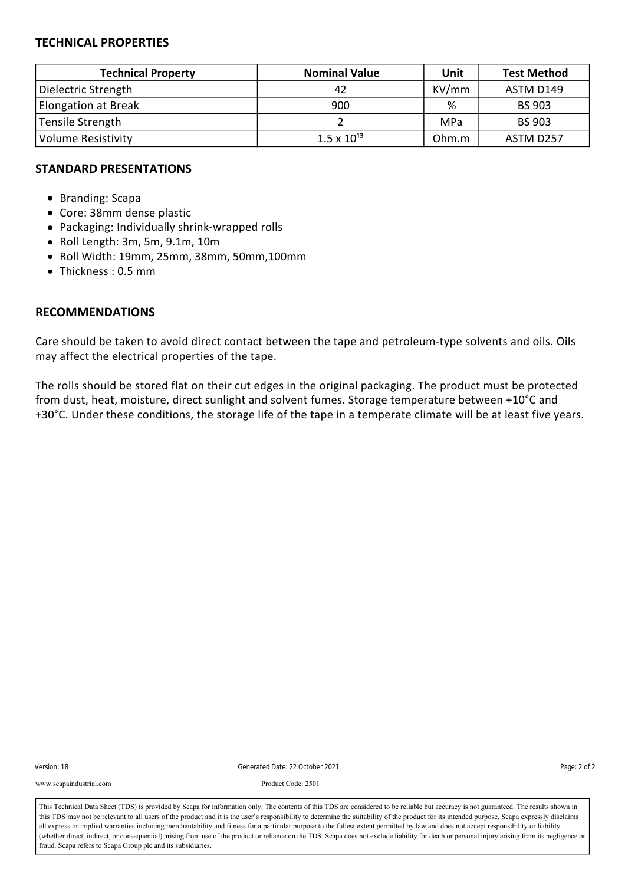## TECHNICAL PROPERTIES

| Technical Property | Nominal Value | Unit | Test Method |
|---|---|---|---|
| Dielectric Strength | 42 | KV/mm | ASTM D149 |
| Elongation at Break | 900 | % | BS 903 |
| Tensile Strength | 2 | MPa | BS 903 |
| Volume Resistivity | $1.5 \times 10^{13}$ | Ohm.m | ASTM D257 |

## STANDARD PRESENTATIONS

- Branding: Scapa
- Core: 38mm dense plastic
- Packaging: Individually shrink-wrapped rolls
- Roll Length: 3m, 5m, 9.1m, 10m
- Roll Width: 19mm, 25mm, 38mm, 50mm,100mm
- Thickness : 0.5 mm

## RECOMMENDATIONS

Care should be taken to avoid direct contact between the tape and petroleum-type solvents and oils. Oils may affect the electrical properties of the tape.

The rolls should be stored flat on their cut edges in the original packaging. The product must be protected from dust, heat, moisture, direct sunlight and solvent fumes. Storage temperature between +10°C and +30°C. Under these conditions, the storage life of the tape in a temperate climate will be at least five years.

Version: 18 Generated Date: 22 October 2021

www.scapaindustrial.com Product Code: 2501

This Technical Data Sheet (TDS) is provided by Scapa for information only. The contents of this TDS are considered to be reliable but accuracy is not guaranteed. The results shown in this TDS may not be relevant to all users of the product and it is the user's responsibility to determine the suitability of the product for its intended purpose. Scapa expressly disclaims all express or implied warranties including merchantability and fitness for a particular purpose to the fullest extent permitted by law and does not accept responsibility or liability (whether direct, indirect, or consequential) arising from use of the product or reliance on the TDS. Scapa does not exclude liability for death or personal injury arising from its negligence or fraud. Scapa refers to Scapa Group plc and its subsidiaries.